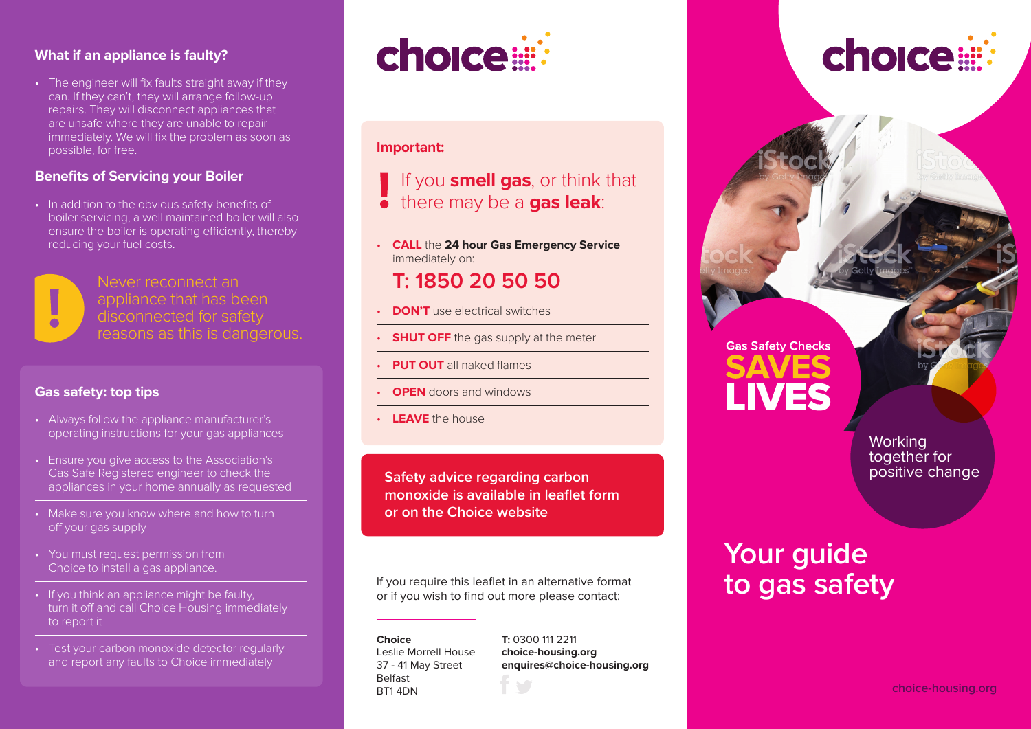## What if an appliance is faulty?

- The engineer will fix faults straight away if they can. If they can't, they will arrange follow-up repairs. They will disconnect appliances that are unsafe where they are unable to repair immediately. We will fix the problem as soon as possible, for free.

## Benefits of Servicing your Boiler

- In addition to the obvious safety benefits of boiler servicing, a well maintained boiler will also ensure the boiler is operating efficiently, thereby reducing your fuel costs.

**!** Never reconnect an appliance that has been disconnected for safety reasons as this is dangerous.

## Gas safety: top tips

- Always follow the appliance manufacturer's operating instructions for your gas appliances
- Ensure you give access to the Association's Gas Safe Registered engineer to check the appliances in your home annually as requested
- Make sure you know where and how to turn off your gas supply
- You must request permission from Choice to install a gas appliance.
- If you think an appliance might be faulty, turn it off and call Choice Housing immediately to report it
- Test your carbon monoxide detector regularly and report any faults to Choice immediately

choice

**Important:**

**!** If you **smell gas**, or think that there may be a **gas leak**:

- **CALL** the **24 hour Gas Emergency Service** immediately on:

**T: 1850 20 50 50**

- **DON'T** use electrical switches
- **SHUT OFF** the gas supply at the meter
- **PUT OUT** all naked flames
- **OPEN** doors and windows
- **LEAVE** the house

**Safety advice regarding carbon monoxide is available in leaflet form or on the Choice website**

If you require this leaflet in an alternative format or if you wish to find out more please contact:

**Choice**
Leslie Morrell House
37 - 41 May Street
Belfast
BT1 4DN

**T:** 0300 111 2211
**choice-housing.org**
**enquires@choice-housing.org**

choice

Gas Safety Checks
**SAVES LIVES**

Working together for positive change

# Your guide to gas safety

choice-housing.org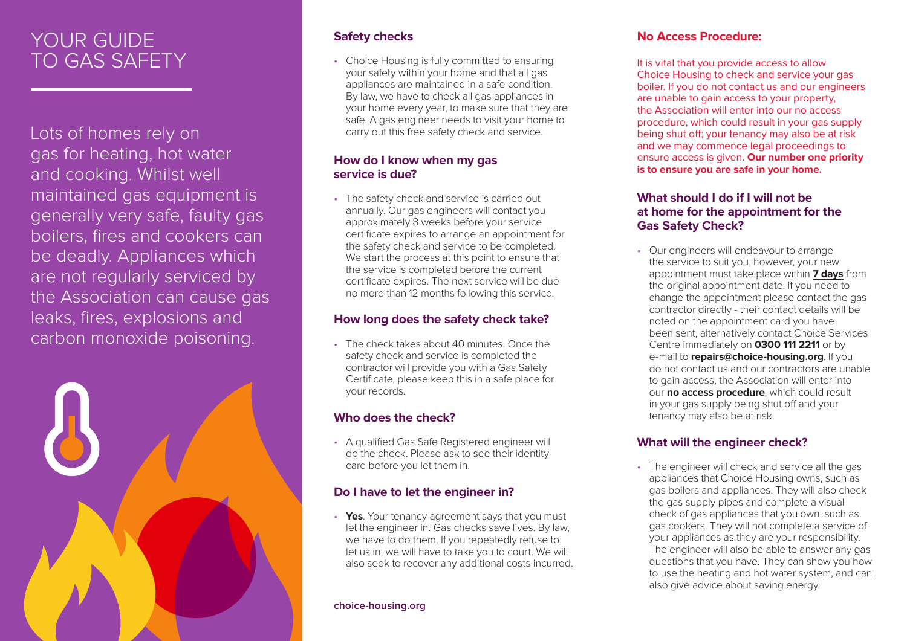# YOUR GUIDE TO GAS SAFETY

Lots of homes rely on gas for heating, hot water and cooking. Whilst well maintained gas equipment is generally very safe, faulty gas boilers, fires and cookers can be deadly. Appliances which are not regularly serviced by the Association can cause gas leaks, fires, explosions and carbon monoxide poisoning.

## Safety checks

- Choice Housing is fully committed to ensuring your safety within your home and that all gas appliances are maintained in a safe condition. By law, we have to check all gas appliances in your home every year, to make sure that they are safe. A gas engineer needs to visit your home to carry out this free safety check and service.

## How do I know when my gas service is due?

- The safety check and service is carried out annually. Our gas engineers will contact you approximately 8 weeks before your service certificate expires to arrange an appointment for the safety check and service to be completed. We start the process at this point to ensure that the service is completed before the current certificate expires. The next service will be due no more than 12 months following this service.

## How long does the safety check take?

- The check takes about 40 minutes. Once the safety check and service is completed the contractor will provide you with a Gas Safety Certificate, please keep this in a safe place for your records.

## Who does the check?

- A qualified Gas Safe Registered engineer will do the check. Please ask to see their identity card before you let them in.

## Do I have to let the engineer in?

- **Yes**. Your tenancy agreement says that you must let the engineer in. Gas checks save lives. By law, we have to do them. If you repeatedly refuse to let us in, we will have to take you to court. We will also seek to recover any additional costs incurred.

choice-housing.org

## No Access Procedure:

It is vital that you provide access to allow Choice Housing to check and service your gas boiler. If you do not contact us and our engineers are unable to gain access to your property, the Association will enter into our no access procedure, which could result in your gas supply being shut off; your tenancy may also be at risk and we may commence legal proceedings to ensure access is given. **Our number one priority is to ensure you are safe in your home.**

## What should I do if I will not be at home for the appointment for the Gas Safety Check?

- Our engineers will endeavour to arrange the service to suit you, however, your new appointment must take place within **7 days** from the original appointment date. If you need to change the appointment please contact the gas contractor directly - their contact details will be noted on the appointment card you have been sent, alternatively contact Choice Services Centre immediately on **0300 111 2211** or by e-mail to **repairs@choice-housing.org**. If you do not contact us and our contractors are unable to gain access, the Association will enter into our **no access procedure**, which could result in your gas supply being shut off and your tenancy may also be at risk.

## What will the engineer check?

- The engineer will check and service all the gas appliances that Choice Housing owns, such as gas boilers and appliances. They will also check the gas supply pipes and complete a visual check of gas appliances that you own, such as gas cookers. They will not complete a service of your appliances as they are your responsibility. The engineer will also be able to answer any gas questions that you have. They can show you how to use the heating and hot water system, and can also give advice about saving energy.